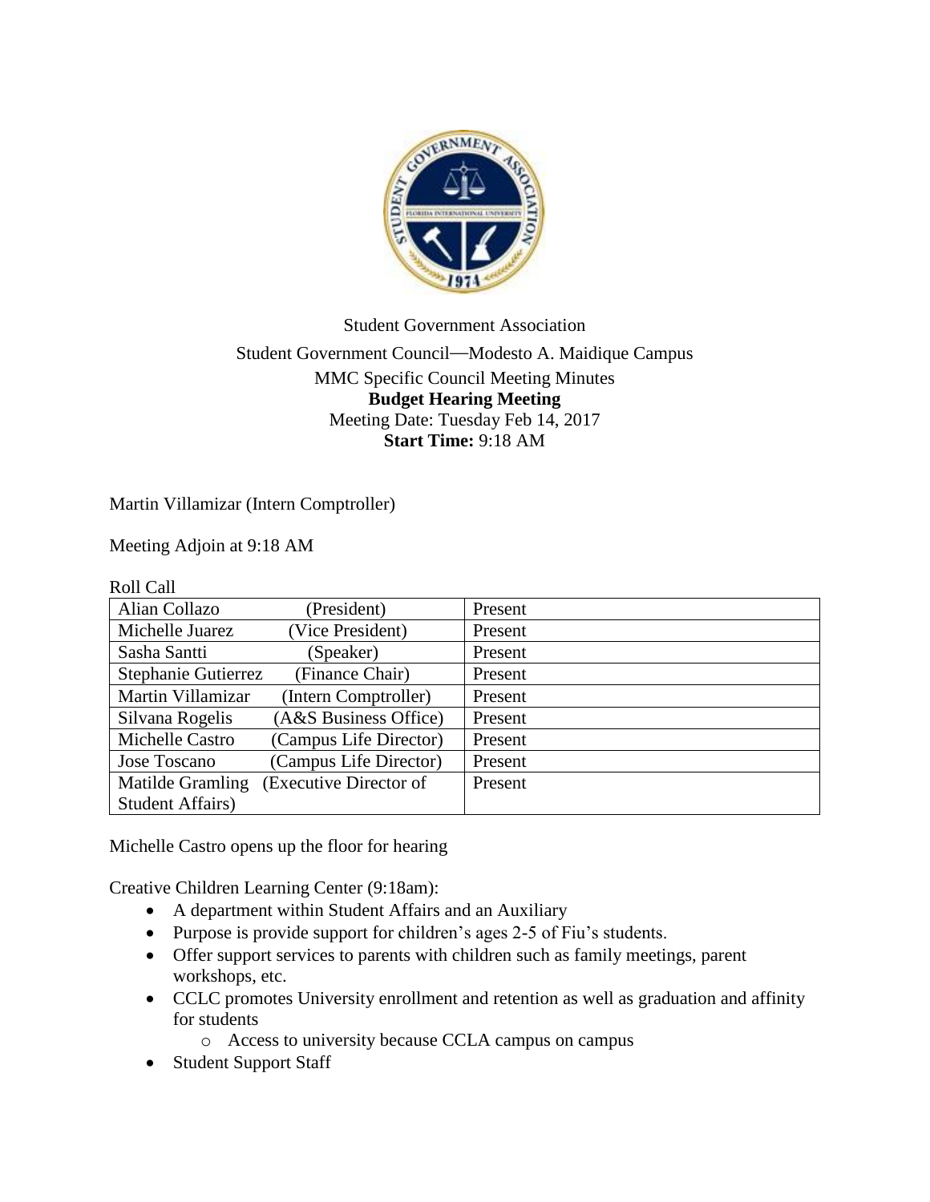Student Government Association

Student Government Council—Modesto A. Maidique Campus

MMC Specific Council Meeting Minutes

**Budget Hearing Meeting**

Meeting Date: Tuesday Feb 14, 2017

**Start Time:** 9:18 AM

Martin Villamizar (Intern Comptroller)

Meeting Adjoin at 9:18 AM

Roll Call

| | |
|---|---|
| Alian Collazo (President) | Present |
| Michelle Juarez (Vice President) | Present |
| Sasha Santti (Speaker) | Present |
| Stephanie Gutierrez (Finance Chair) | Present |
| Martin Villamizar (Intern Comptroller) | Present |
| Silvana Rogelis (A&S Business Office) | Present |
| Michelle Castro (Campus Life Director) | Present |
| Jose Toscano (Campus Life Director) | Present |
| Matilde Gramling (Executive Director of Student Affairs) | Present |

Michelle Castro opens up the floor for hearing

Creative Children Learning Center (9:18am):

- A department within Student Affairs and an Auxiliary
- Purpose is provide support for children's ages 2-5 of Fiu's students.
- Offer support services to parents with children such as family meetings, parent workshops, etc.
- CCLC promotes University enrollment and retention as well as graduation and affinity for students
  - Access to university because CCLA campus on campus
- Student Support Staff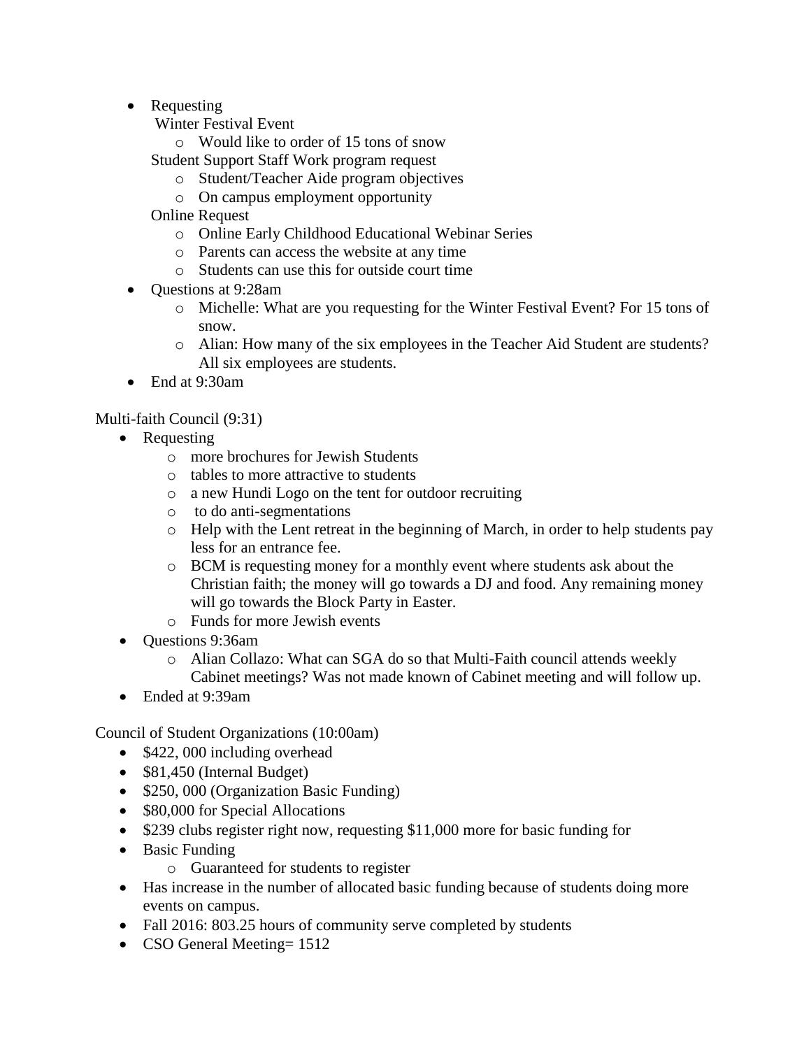- Requesting
  Winter Festival Event
    - Would like to order of 15 tons of snow

  Student Support Staff Work program request
    - Student/Teacher Aide program objectives
    - On campus employment opportunity

  Online Request
    - Online Early Childhood Educational Webinar Series
    - Parents can access the website at any time
    - Students can use this for outside court time
- Questions at 9:28am
    - Michelle: What are you requesting for the Winter Festival Event? For 15 tons of snow.
    - Alian: How many of the six employees in the Teacher Aid Student are students? All six employees are students.
- End at 9:30am

Multi-faith Council (9:31)

- Requesting
    - more brochures for Jewish Students
    - tables to more attractive to students
    - a new Hundi Logo on the tent for outdoor recruiting
    - to do anti-segmentations
    - Help with the Lent retreat in the beginning of March, in order to help students pay less for an entrance fee.
    - BCM is requesting money for a monthly event where students ask about the Christian faith; the money will go towards a DJ and food. Any remaining money will go towards the Block Party in Easter.
    - Funds for more Jewish events
- Questions 9:36am
    - Alian Collazo: What can SGA do so that Multi-Faith council attends weekly Cabinet meetings? Was not made known of Cabinet meeting and will follow up.
- Ended at 9:39am

Council of Student Organizations (10:00am)

- $422, 000 including overhead
- $81,450 (Internal Budget)
- $250, 000 (Organization Basic Funding)
- $80,000 for Special Allocations
- $239 clubs register right now, requesting $11,000 more for basic funding for
- Basic Funding
    - Guaranteed for students to register
- Has increase in the number of allocated basic funding because of students doing more events on campus.
- Fall 2016: 803.25 hours of community serve completed by students
- CSO General Meeting= 1512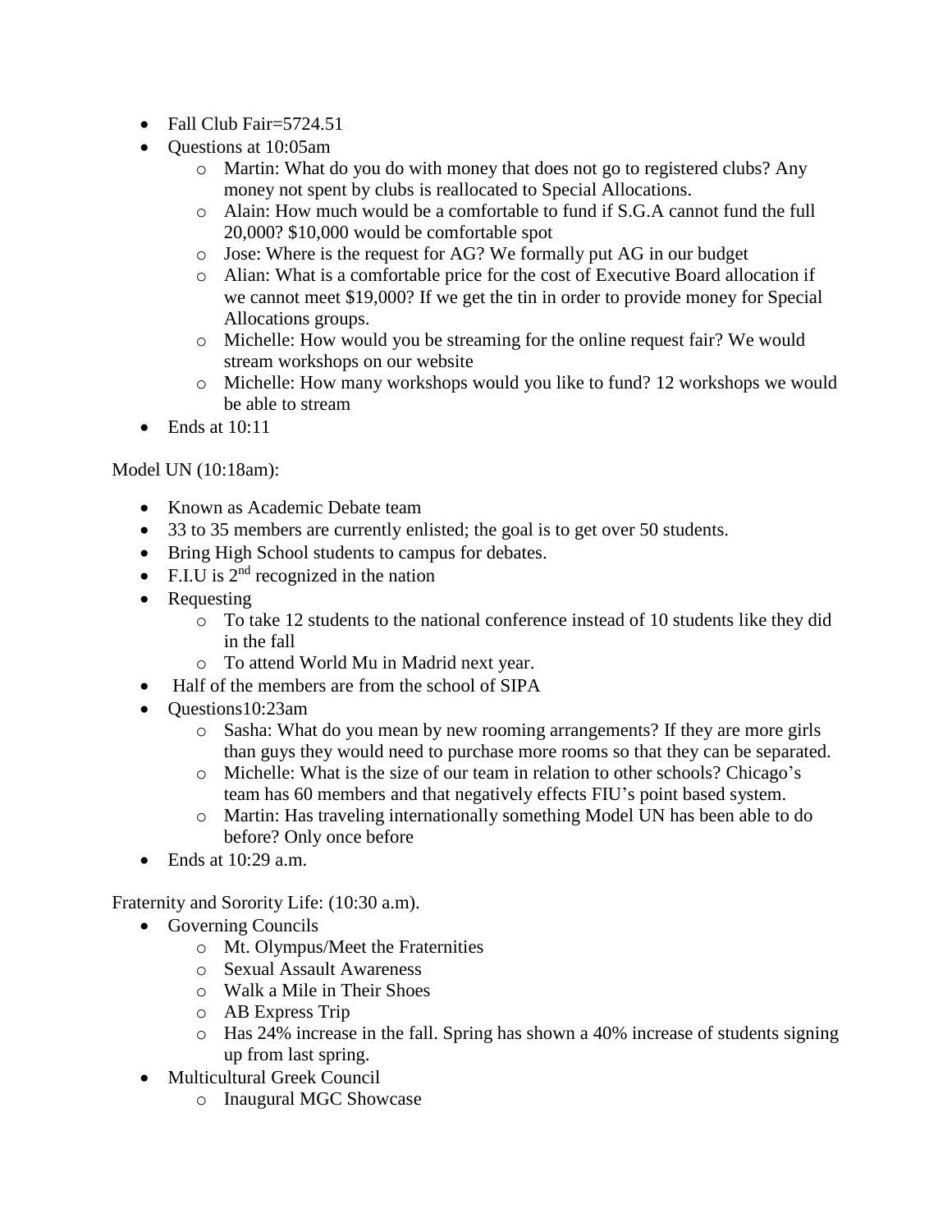- Fall Club Fair=5724.51
- Questions at 10:05am
  - Martin: What do you do with money that does not go to registered clubs? Any money not spent by clubs is reallocated to Special Allocations.
  - Alain: How much would be a comfortable to fund if S.G.A cannot fund the full 20,000? $10,000 would be comfortable spot
  - Jose: Where is the request for AG? We formally put AG in our budget
  - Alian: What is a comfortable price for the cost of Executive Board allocation if we cannot meet $19,000? If we get the tin in order to provide money for Special Allocations groups.
  - Michelle: How would you be streaming for the online request fair? We would stream workshops on our website
  - Michelle: How many workshops would you like to fund? 12 workshops we would be able to stream
- Ends at 10:11

Model UN (10:18am):

- Known as Academic Debate team
- 33 to 35 members are currently enlisted; the goal is to get over 50 students.
- Bring High School students to campus for debates.
- F.I.U is 2nd recognized in the nation
- Requesting
  - To take 12 students to the national conference instead of 10 students like they did in the fall
  - To attend World Mu in Madrid next year.
- Half of the members are from the school of SIPA
- Questions10:23am
  - Sasha: What do you mean by new rooming arrangements? If they are more girls than guys they would need to purchase more rooms so that they can be separated.
  - Michelle: What is the size of our team in relation to other schools? Chicago's team has 60 members and that negatively effects FIU's point based system.
  - Martin: Has traveling internationally something Model UN has been able to do before? Only once before
- Ends at 10:29 a.m.

Fraternity and Sorority Life: (10:30 a.m).

- Governing Councils
  - Mt. Olympus/Meet the Fraternities
  - Sexual Assault Awareness
  - Walk a Mile in Their Shoes
  - AB Express Trip
  - Has 24% increase in the fall. Spring has shown a 40% increase of students signing up from last spring.
- Multicultural Greek Council
  - Inaugural MGC Showcase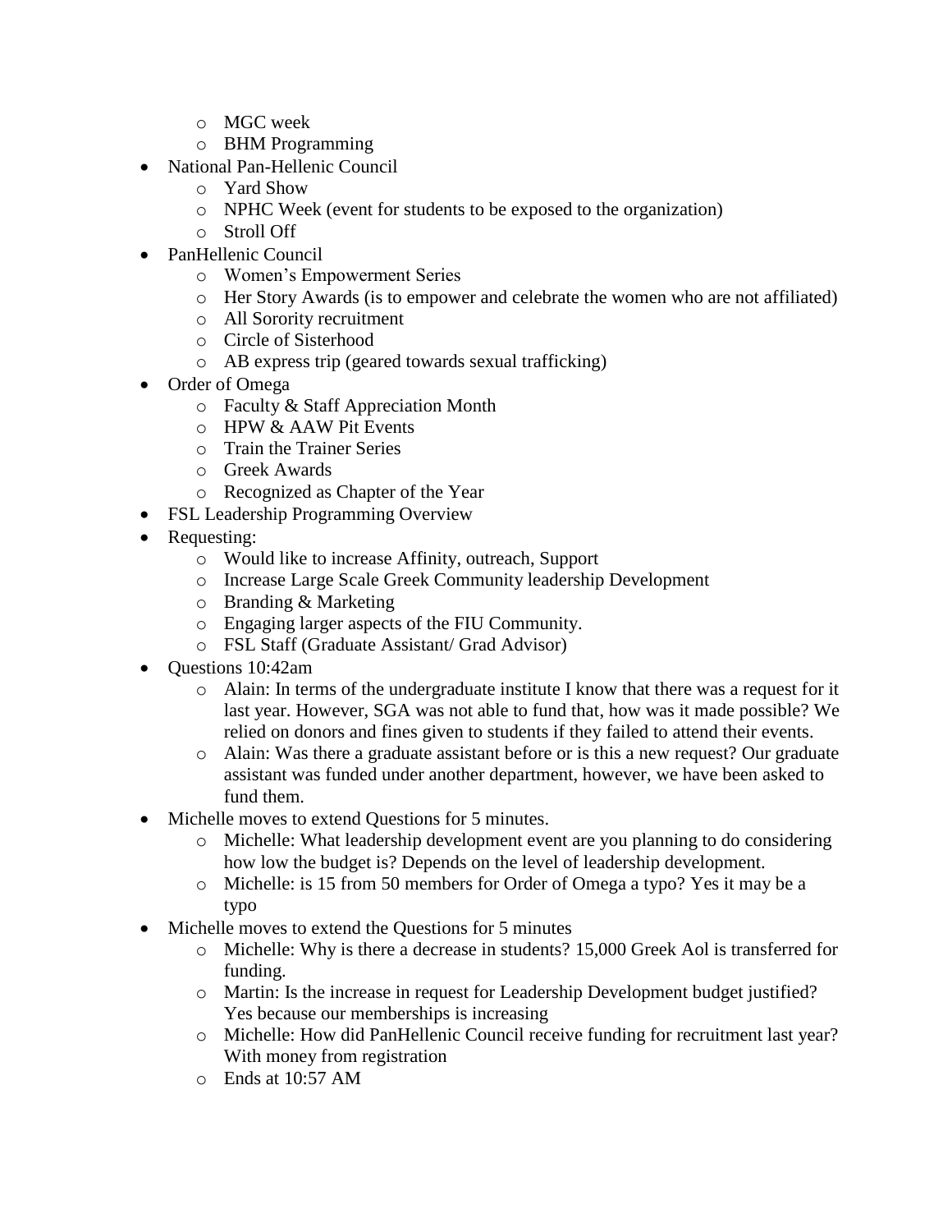- MGC week
  - BHM Programming
- National Pan-Hellenic Council
  - Yard Show
  - NPHC Week (event for students to be exposed to the organization)
  - Stroll Off
- PanHellenic Council
  - Women's Empowerment Series
  - Her Story Awards (is to empower and celebrate the women who are not affiliated)
  - All Sorority recruitment
  - Circle of Sisterhood
  - AB express trip (geared towards sexual trafficking)
- Order of Omega
  - Faculty & Staff Appreciation Month
  - HPW & AAW Pit Events
  - Train the Trainer Series
  - Greek Awards
  - Recognized as Chapter of the Year
- FSL Leadership Programming Overview
- Requesting:
  - Would like to increase Affinity, outreach, Support
  - Increase Large Scale Greek Community leadership Development
  - Branding & Marketing
  - Engaging larger aspects of the FIU Community.
  - FSL Staff (Graduate Assistant/ Grad Advisor)
- Questions 10:42am
  - Alain: In terms of the undergraduate institute I know that there was a request for it last year. However, SGA was not able to fund that, how was it made possible? We relied on donors and fines given to students if they failed to attend their events.
  - Alain: Was there a graduate assistant before or is this a new request? Our graduate assistant was funded under another department, however, we have been asked to fund them.
- Michelle moves to extend Questions for 5 minutes.
  - Michelle: What leadership development event are you planning to do considering how low the budget is? Depends on the level of leadership development.
  - Michelle: is 15 from 50 members for Order of Omega a typo? Yes it may be a typo
- Michelle moves to extend the Questions for 5 minutes
  - Michelle: Why is there a decrease in students? 15,000 Greek Aol is transferred for funding.
  - Martin: Is the increase in request for Leadership Development budget justified? Yes because our memberships is increasing
  - Michelle: How did PanHellenic Council receive funding for recruitment last year? With money from registration
  - Ends at 10:57 AM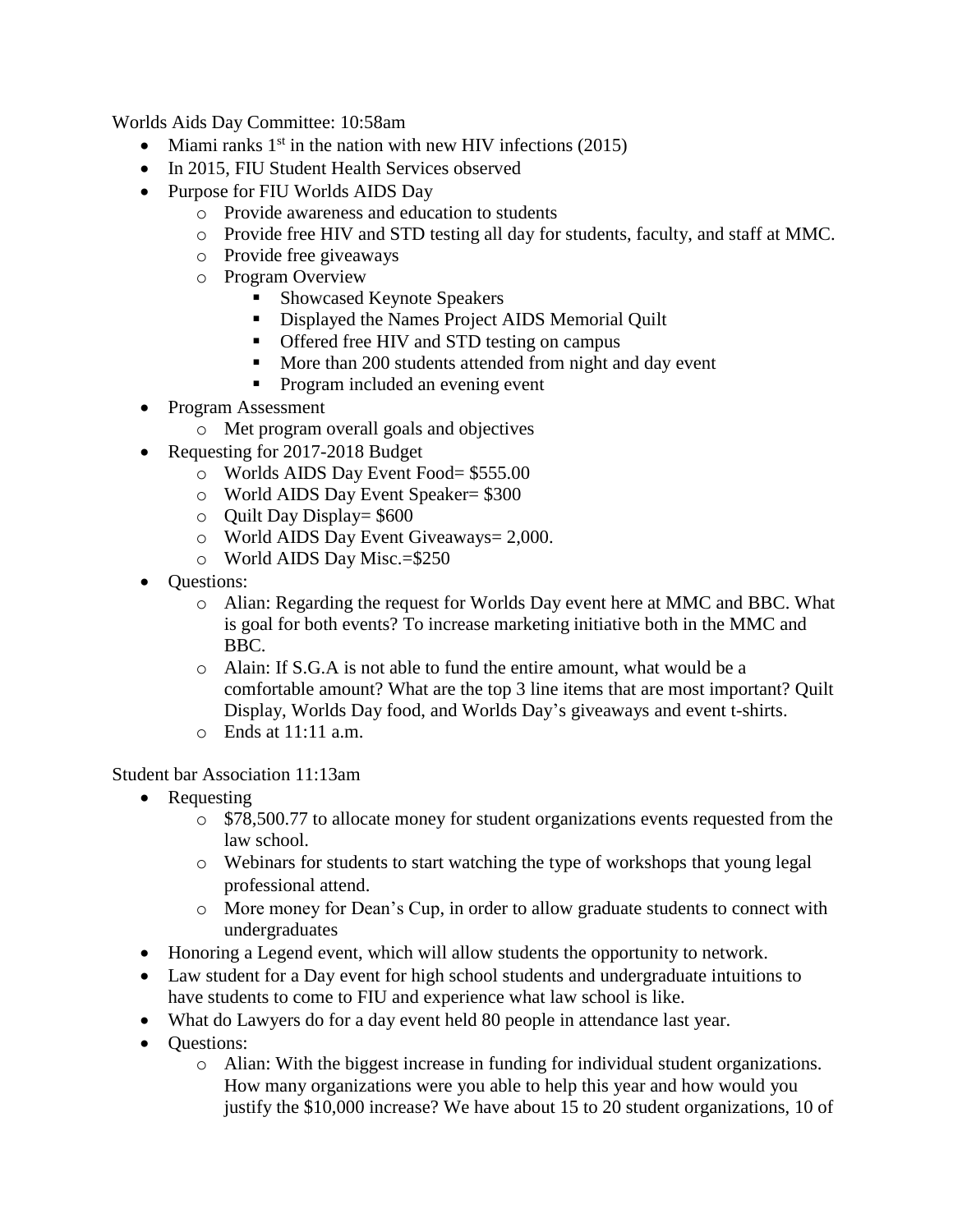Worlds Aids Day Committee: 10:58am

- Miami ranks 1st in the nation with new HIV infections (2015)
- In 2015, FIU Student Health Services observed
- Purpose for FIU Worlds AIDS Day
  - Provide awareness and education to students
  - Provide free HIV and STD testing all day for students, faculty, and staff at MMC.
  - Provide free giveaways
  - Program Overview
    - Showcased Keynote Speakers
    - Displayed the Names Project AIDS Memorial Quilt
    - Offered free HIV and STD testing on campus
    - More than 200 students attended from night and day event
    - Program included an evening event
- Program Assessment
  - Met program overall goals and objectives
- Requesting for 2017-2018 Budget
  - Worlds AIDS Day Event Food= $555.00
  - World AIDS Day Event Speaker= $300
  - Quilt Day Display= $600
  - World AIDS Day Event Giveaways= 2,000.
  - World AIDS Day Misc.=$250
- Questions:
  - Alian: Regarding the request for Worlds Day event here at MMC and BBC. What is goal for both events? To increase marketing initiative both in the MMC and BBC.
  - Alain: If S.G.A is not able to fund the entire amount, what would be a comfortable amount? What are the top 3 line items that are most important? Quilt Display, Worlds Day food, and Worlds Day's giveaways and event t-shirts.
  - Ends at 11:11 a.m.

Student bar Association 11:13am

- Requesting
  - $78,500.77 to allocate money for student organizations events requested from the law school.
  - Webinars for students to start watching the type of workshops that young legal professional attend.
  - More money for Dean's Cup, in order to allow graduate students to connect with undergraduates
- Honoring a Legend event, which will allow students the opportunity to network.
- Law student for a Day event for high school students and undergraduate intuitions to have students to come to FIU and experience what law school is like.
- What do Lawyers do for a day event held 80 people in attendance last year.
- Questions:
  - Alian: With the biggest increase in funding for individual student organizations. How many organizations were you able to help this year and how would you justify the $10,000 increase? We have about 15 to 20 student organizations, 10 of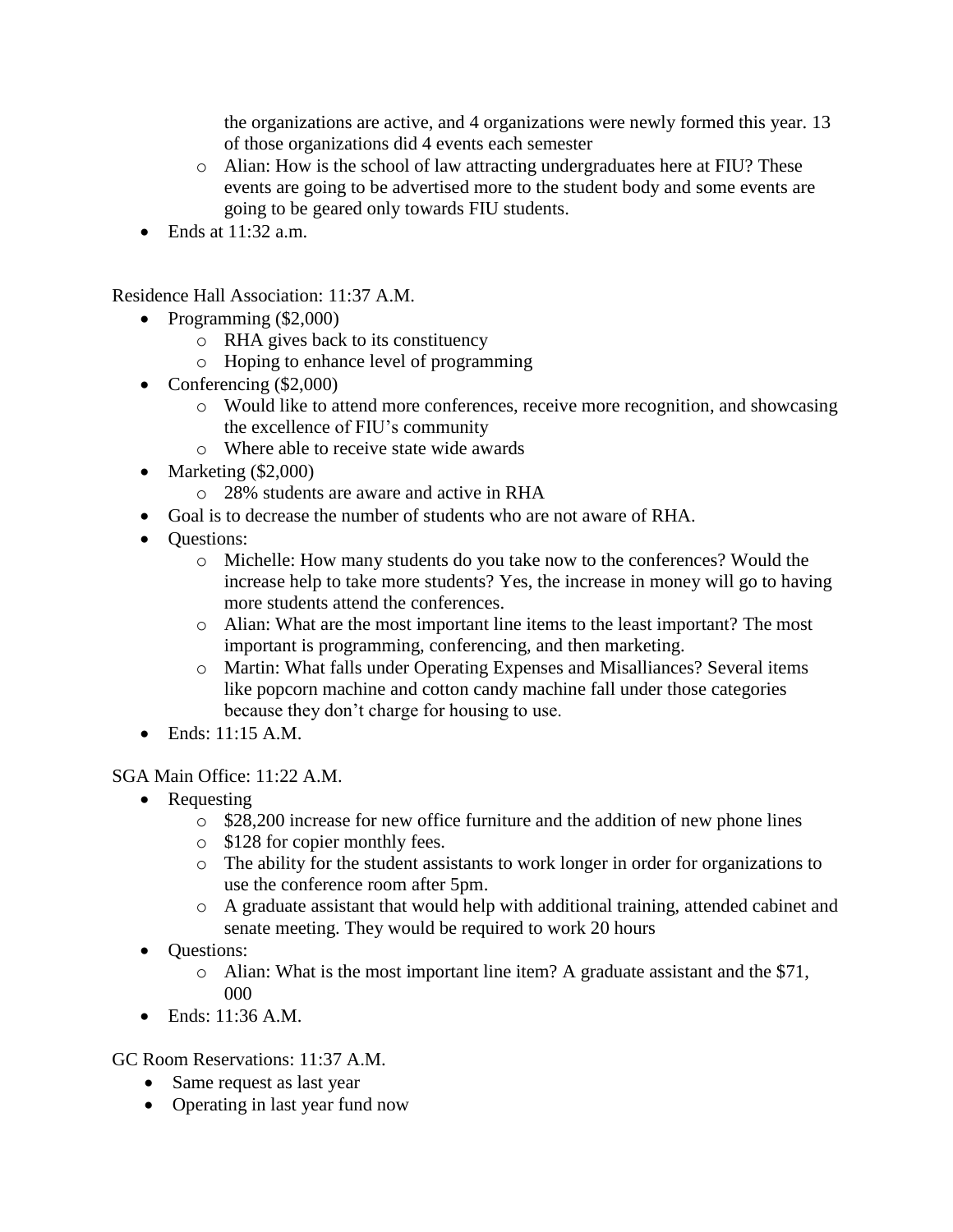the organizations are active, and 4 organizations were newly formed this year. 13 of those organizations did 4 events each semester

  - Alian: How is the school of law attracting undergraduates here at FIU? These events are going to be advertised more to the student body and some events are going to be geared only towards FIU students.
- Ends at 11:32 a.m.

Residence Hall Association: 11:37 A.M.

- Programming ($2,000)
  - RHA gives back to its constituency
  - Hoping to enhance level of programming
- Conferencing ($2,000)
  - Would like to attend more conferences, receive more recognition, and showcasing the excellence of FIU's community
  - Where able to receive state wide awards
- Marketing ($2,000)
  - 28% students are aware and active in RHA
- Goal is to decrease the number of students who are not aware of RHA.
- Questions:
  - Michelle: How many students do you take now to the conferences? Would the increase help to take more students? Yes, the increase in money will go to having more students attend the conferences.
  - Alian: What are the most important line items to the least important? The most important is programming, conferencing, and then marketing.
  - Martin: What falls under Operating Expenses and Misalliances? Several items like popcorn machine and cotton candy machine fall under those categories because they don't charge for housing to use.
- Ends: 11:15 A.M.

SGA Main Office: 11:22 A.M.

- Requesting
  - $28,200 increase for new office furniture and the addition of new phone lines
  - $128 for copier monthly fees.
  - The ability for the student assistants to work longer in order for organizations to use the conference room after 5pm.
  - A graduate assistant that would help with additional training, attended cabinet and senate meeting. They would be required to work 20 hours
- Questions:
  - Alian: What is the most important line item? A graduate assistant and the $71, 000
- Ends: 11:36 A.M.

GC Room Reservations: 11:37 A.M.

- Same request as last year
- Operating in last year fund now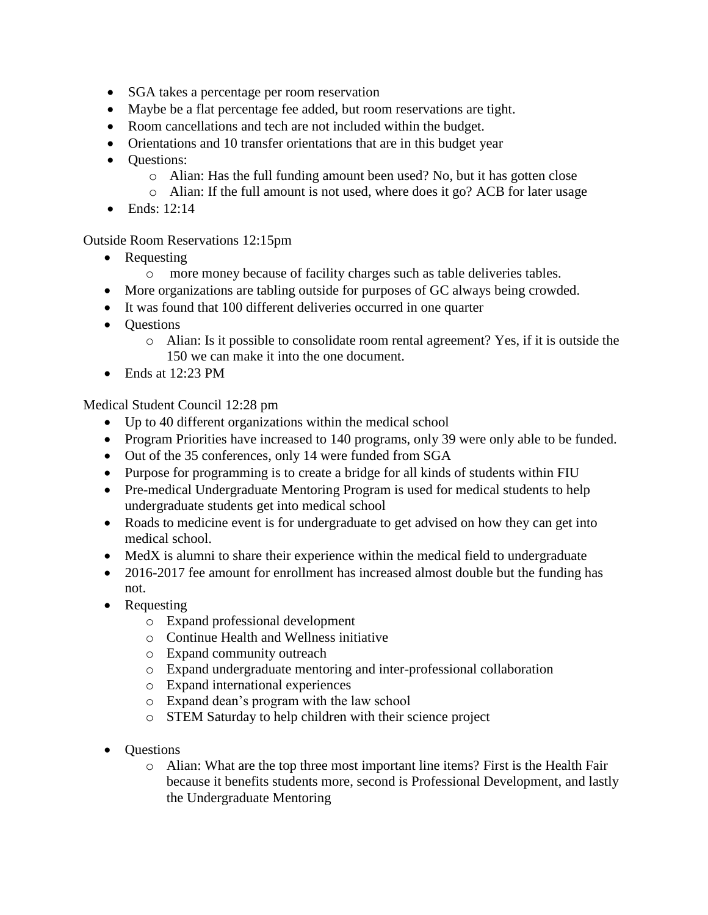- SGA takes a percentage per room reservation
- Maybe be a flat percentage fee added, but room reservations are tight.
- Room cancellations and tech are not included within the budget.
- Orientations and 10 transfer orientations that are in this budget year
- Questions:
    - Alian: Has the full funding amount been used? No, but it has gotten close
    - Alian: If the full amount is not used, where does it go? ACB for later usage
- Ends: 12:14

Outside Room Reservations 12:15pm

- Requesting
    - more money because of facility charges such as table deliveries tables.
- More organizations are tabling outside for purposes of GC always being crowded.
- It was found that 100 different deliveries occurred in one quarter
- Questions
    - Alian: Is it possible to consolidate room rental agreement? Yes, if it is outside the 150 we can make it into the one document.
- Ends at 12:23 PM

Medical Student Council 12:28 pm

- Up to 40 different organizations within the medical school
- Program Priorities have increased to 140 programs, only 39 were only able to be funded.
- Out of the 35 conferences, only 14 were funded from SGA
- Purpose for programming is to create a bridge for all kinds of students within FIU
- Pre-medical Undergraduate Mentoring Program is used for medical students to help undergraduate students get into medical school
- Roads to medicine event is for undergraduate to get advised on how they can get into medical school.
- MedX is alumni to share their experience within the medical field to undergraduate
- 2016-2017 fee amount for enrollment has increased almost double but the funding has not.
- Requesting
    - Expand professional development
    - Continue Health and Wellness initiative
    - Expand community outreach
    - Expand undergraduate mentoring and inter-professional collaboration
    - Expand international experiences
    - Expand dean's program with the law school
    - STEM Saturday to help children with their science project
- Questions
    - Alian: What are the top three most important line items? First is the Health Fair because it benefits students more, second is Professional Development, and lastly the Undergraduate Mentoring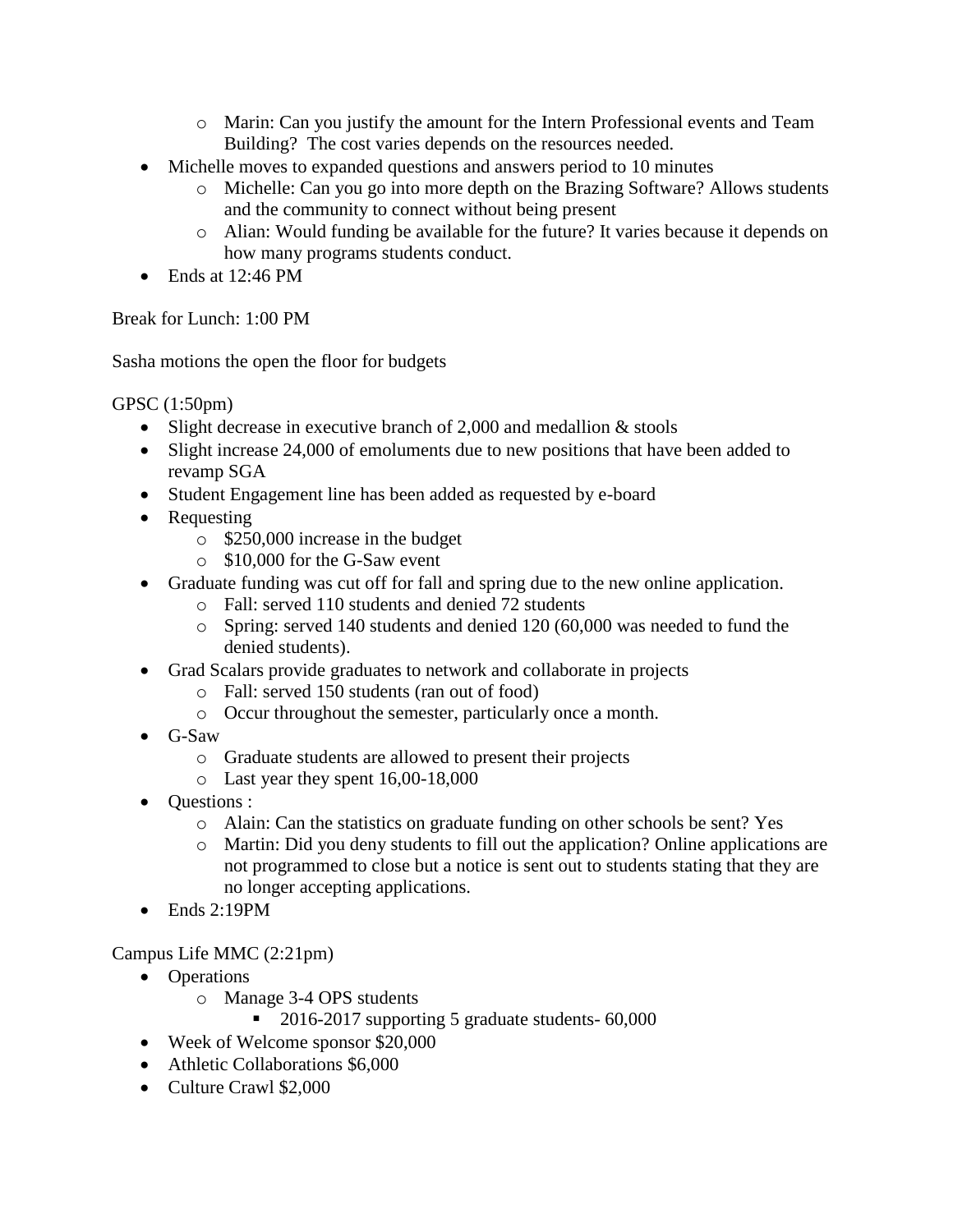- Marin: Can you justify the amount for the Intern Professional events and Team Building? The cost varies depends on the resources needed.
- Michelle moves to expanded questions and answers period to 10 minutes
  - Michelle: Can you go into more depth on the Brazing Software? Allows students and the community to connect without being present
  - Alian: Would funding be available for the future? It varies because it depends on how many programs students conduct.
- Ends at 12:46 PM

Break for Lunch: 1:00 PM

Sasha motions the open the floor for budgets

GPSC (1:50pm)

- Slight decrease in executive branch of 2,000 and medallion & stools
- Slight increase 24,000 of emoluments due to new positions that have been added to revamp SGA
- Student Engagement line has been added as requested by e-board
- Requesting
  - $250,000 increase in the budget
  - $10,000 for the G-Saw event
- Graduate funding was cut off for fall and spring due to the new online application.
  - Fall: served 110 students and denied 72 students
  - Spring: served 140 students and denied 120 (60,000 was needed to fund the denied students).
- Grad Scalars provide graduates to network and collaborate in projects
  - Fall: served 150 students (ran out of food)
  - Occur throughout the semester, particularly once a month.
- G-Saw
  - Graduate students are allowed to present their projects
  - Last year they spent 16,00-18,000
- Questions :
  - Alain: Can the statistics on graduate funding on other schools be sent? Yes
  - Martin: Did you deny students to fill out the application? Online applications are not programmed to close but a notice is sent out to students stating that they are no longer accepting applications.
- Ends 2:19PM

Campus Life MMC (2:21pm)

- Operations
  - Manage 3-4 OPS students
    - 2016-2017 supporting 5 graduate students- 60,000
- Week of Welcome sponsor $20,000
- Athletic Collaborations $6,000
- Culture Crawl $2,000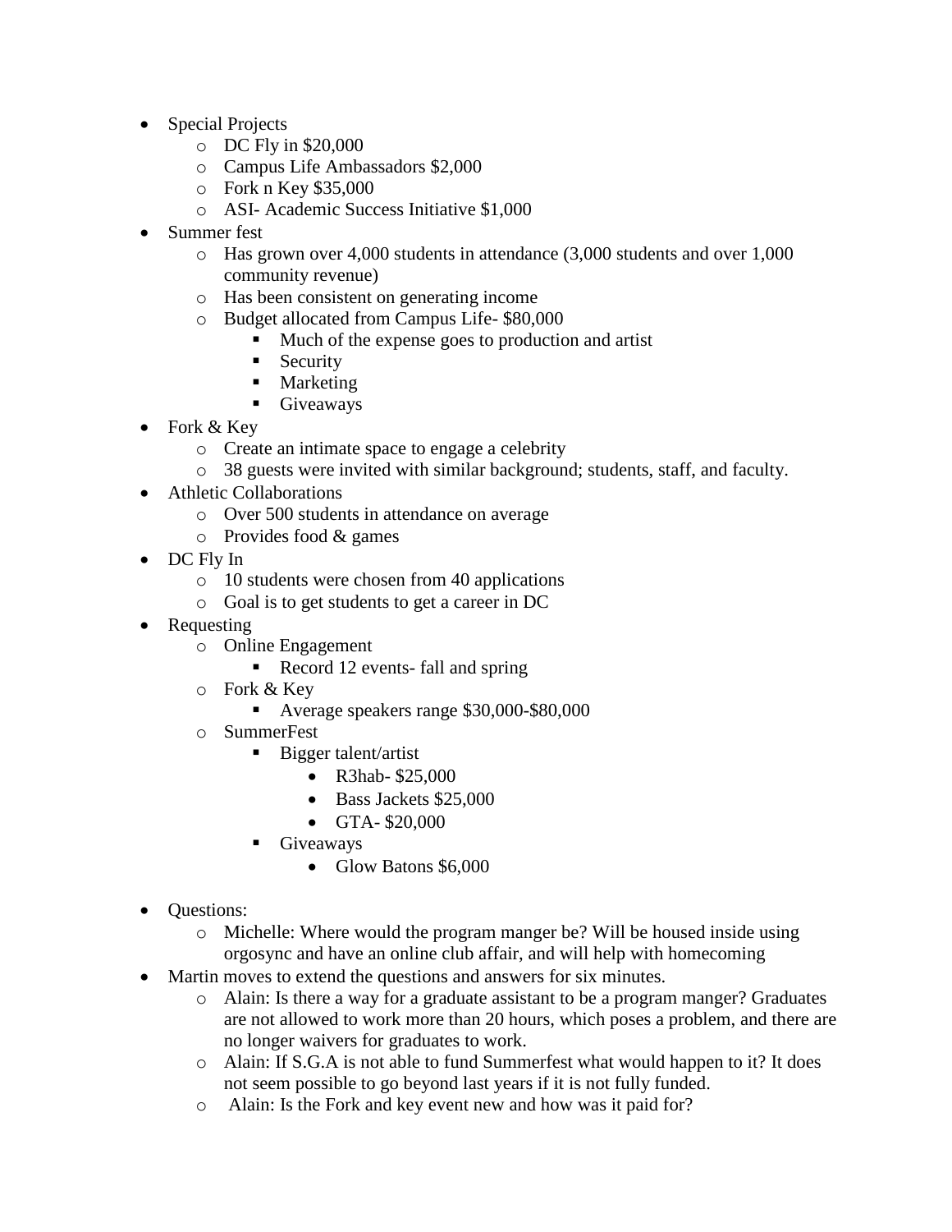- Special Projects
  - DC Fly in $20,000
  - Campus Life Ambassadors $2,000
  - Fork n Key $35,000
  - ASI- Academic Success Initiative $1,000
- Summer fest
  - Has grown over 4,000 students in attendance (3,000 students and over 1,000 community revenue)
  - Has been consistent on generating income
  - Budget allocated from Campus Life- $80,000
    - Much of the expense goes to production and artist
    - Security
    - Marketing
    - Giveaways
- Fork & Key
  - Create an intimate space to engage a celebrity
  - 38 guests were invited with similar background; students, staff, and faculty.
- Athletic Collaborations
  - Over 500 students in attendance on average
  - Provides food & games
- DC Fly In
  - 10 students were chosen from 40 applications
  - Goal is to get students to get a career in DC
- Requesting
  - Online Engagement
    - Record 12 events- fall and spring
  - Fork & Key
    - Average speakers range $30,000-$80,000
  - SummerFest
    - Bigger talent/artist
      - R3hab- $25,000
      - Bass Jackets $25,000
      - GTA- $20,000
    - Giveaways
      - Glow Batons $6,000

- Questions:
  - Michelle: Where would the program manger be? Will be housed inside using orgosync and have an online club affair, and will help with homecoming
- Martin moves to extend the questions and answers for six minutes.
  - Alain: Is there a way for a graduate assistant to be a program manger? Graduates are not allowed to work more than 20 hours, which poses a problem, and there are no longer waivers for graduates to work.
  - Alain: If S.G.A is not able to fund Summerfest what would happen to it? It does not seem possible to go beyond last years if it is not fully funded.
  - Alain: Is the Fork and key event new and how was it paid for?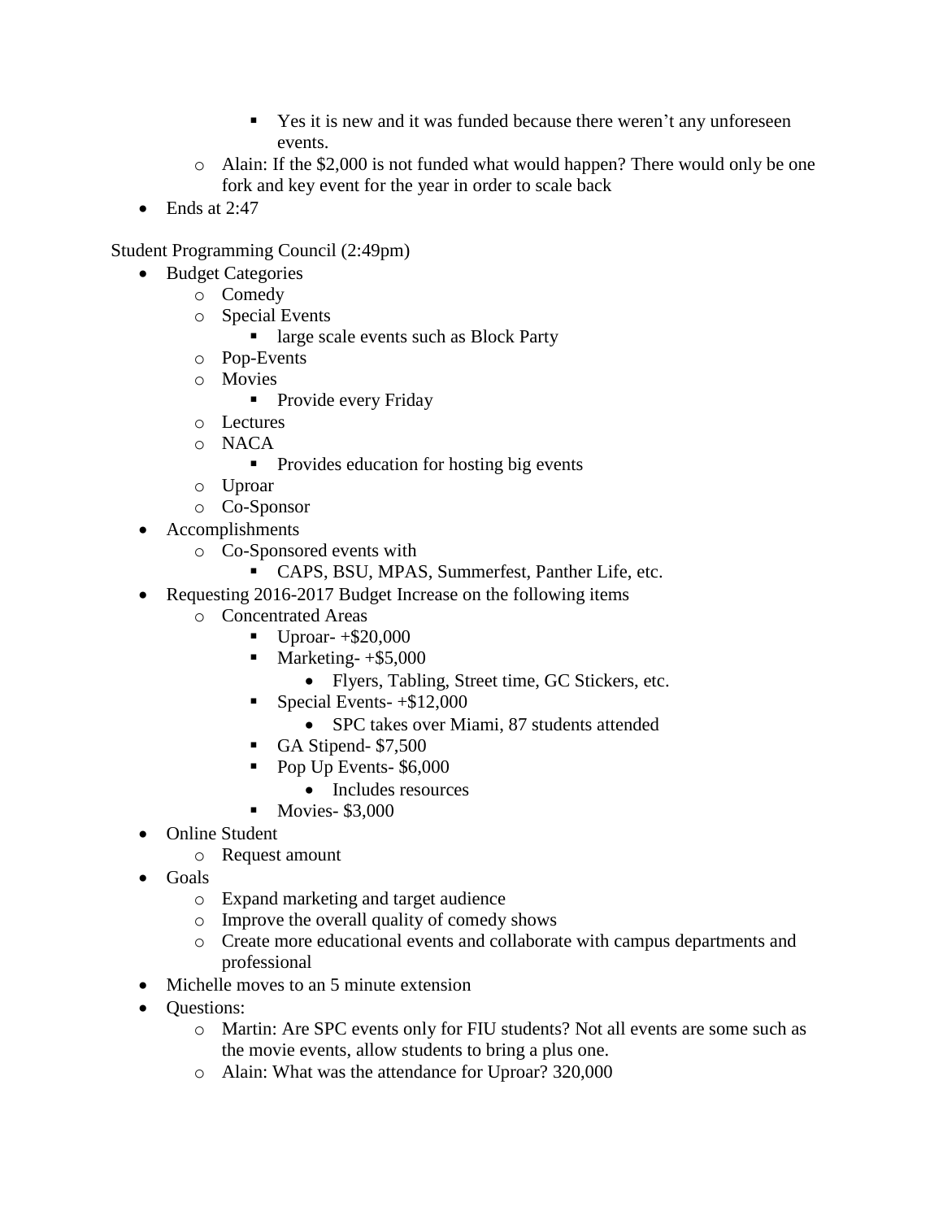- Yes it is new and it was funded because there weren't any unforeseen events.
    - Alain: If the $2,000 is not funded what would happen? There would only be one fork and key event for the year in order to scale back
- Ends at 2:47

Student Programming Council (2:49pm)

- Budget Categories
    - Comedy
    - Special Events
        - large scale events such as Block Party
    - Pop-Events
    - Movies
        - Provide every Friday
    - Lectures
    - NACA
        - Provides education for hosting big events
    - Uproar
    - Co-Sponsor
- Accomplishments
    - Co-Sponsored events with
        - CAPS, BSU, MPAS, Summerfest, Panther Life, etc.
- Requesting 2016-2017 Budget Increase on the following items
    - Concentrated Areas
        - Uproar- +$20,000
        - Marketing- +$5,000
            - Flyers, Tabling, Street time, GC Stickers, etc.
        - Special Events- +$12,000
            - SPC takes over Miami, 87 students attended
        - GA Stipend- $7,500
        - Pop Up Events- $6,000
            - Includes resources
        - Movies- $3,000
- Online Student
    - Request amount
- Goals
    - Expand marketing and target audience
    - Improve the overall quality of comedy shows
    - Create more educational events and collaborate with campus departments and professional
- Michelle moves to an 5 minute extension
- Questions:
    - Martin: Are SPC events only for FIU students? Not all events are some such as the movie events, allow students to bring a plus one.
    - Alain: What was the attendance for Uproar? 320,000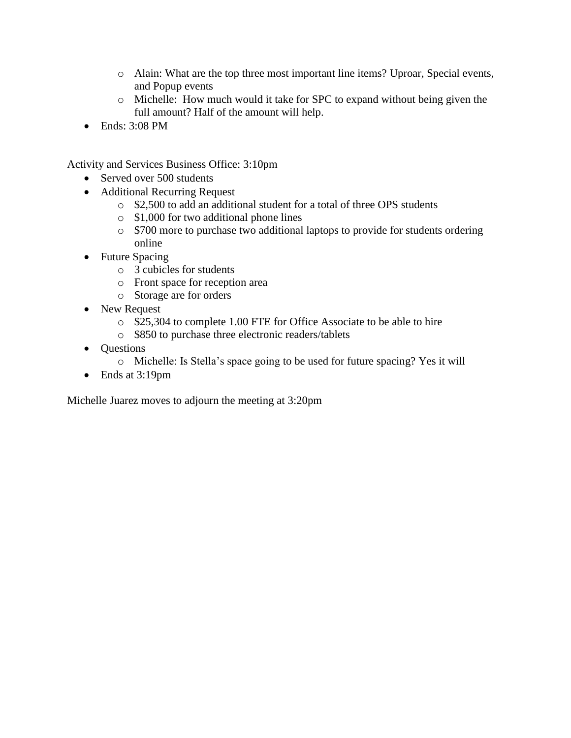- Alain: What are the top three most important line items? Uproar, Special events, and Popup events
  - Michelle: How much would it take for SPC to expand without being given the full amount? Half of the amount will help.
- Ends: 3:08 PM

Activity and Services Business Office: 3:10pm

- Served over 500 students
- Additional Recurring Request
  - $2,500 to add an additional student for a total of three OPS students
  - $1,000 for two additional phone lines
  - $700 more to purchase two additional laptops to provide for students ordering online
- Future Spacing
  - 3 cubicles for students
  - Front space for reception area
  - Storage are for orders
- New Request
  - $25,304 to complete 1.00 FTE for Office Associate to be able to hire
  - $850 to purchase three electronic readers/tablets
- Questions
  - Michelle: Is Stella's space going to be used for future spacing? Yes it will
- Ends at 3:19pm

Michelle Juarez moves to adjourn the meeting at 3:20pm